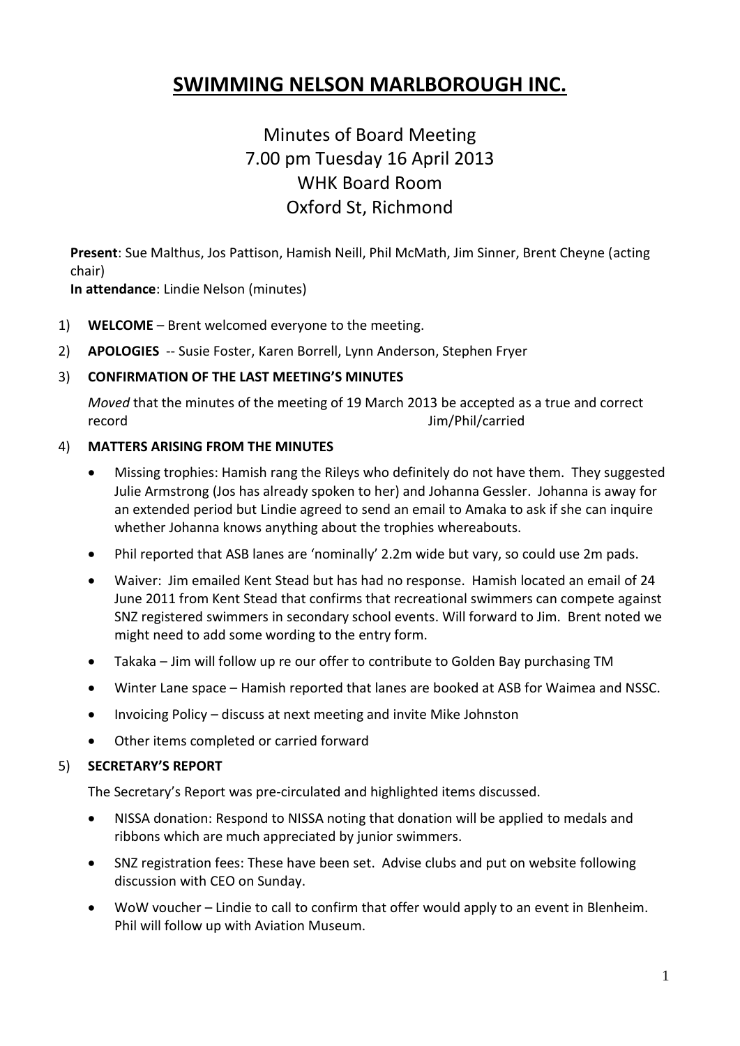# SWIMMING NELSON MARLBOROUGH INC.

## Minutes of Board Meeting
## 7.00 pm Tuesday 16 April 2013
## WHK Board Room
## Oxford St, Richmond

**Present**: Sue Malthus, Jos Pattison, Hamish Neill, Phil McMath, Jim Sinner, Brent Cheyne (acting chair)
**In attendance**: Lindie Nelson (minutes)

1) **WELCOME** – Brent welcomed everyone to the meeting.

2) **APOLOGIES** -- Susie Foster, Karen Borrell, Lynn Anderson, Stephen Fryer

3) **CONFIRMATION OF THE LAST MEETING'S MINUTES**

   *Moved* that the minutes of the meeting of 19 March 2013 be accepted as a true and correct record Jim/Phil/carried

4) **MATTERS ARISING FROM THE MINUTES**

   - Missing trophies: Hamish rang the Rileys who definitely do not have them. They suggested Julie Armstrong (Jos has already spoken to her) and Johanna Gessler. Johanna is away for an extended period but Lindie agreed to send an email to Amaka to ask if she can inquire whether Johanna knows anything about the trophies whereabouts.
   - Phil reported that ASB lanes are 'nominally' 2.2m wide but vary, so could use 2m pads.
   - Waiver: Jim emailed Kent Stead but has had no response. Hamish located an email of 24 June 2011 from Kent Stead that confirms that recreational swimmers can compete against SNZ registered swimmers in secondary school events. Will forward to Jim. Brent noted we might need to add some wording to the entry form.
   - Takaka – Jim will follow up re our offer to contribute to Golden Bay purchasing TM
   - Winter Lane space – Hamish reported that lanes are booked at ASB for Waimea and NSSC.
   - Invoicing Policy – discuss at next meeting and invite Mike Johnston
   - Other items completed or carried forward

5) **SECRETARY'S REPORT**

   The Secretary's Report was pre-circulated and highlighted items discussed.

   - NISSA donation: Respond to NISSA noting that donation will be applied to medals and ribbons which are much appreciated by junior swimmers.
   - SNZ registration fees: These have been set. Advise clubs and put on website following discussion with CEO on Sunday.
   - WoW voucher – Lindie to call to confirm that offer would apply to an event in Blenheim. Phil will follow up with Aviation Museum.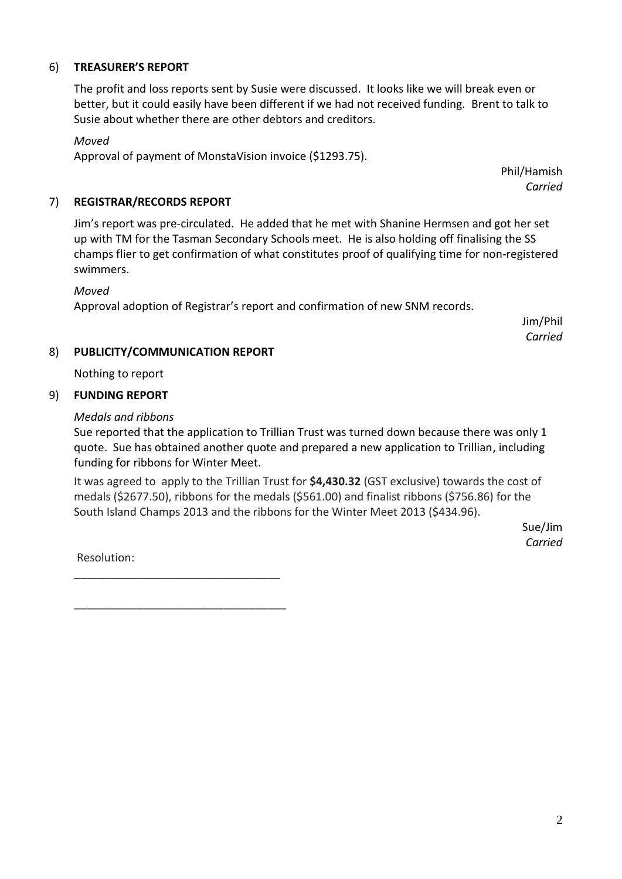6) **TREASURER'S REPORT**

The profit and loss reports sent by Susie were discussed. It looks like we will break even or better, but it could easily have been different if we had not received funding. Brent to talk to Susie about whether there are other debtors and creditors.

*Moved*

Approval of payment of MonstaVision invoice ($1293.75).

Phil/Hamish
*Carried*

7) **REGISTRAR/RECORDS REPORT**

Jim's report was pre-circulated. He added that he met with Shanine Hermsen and got her set up with TM for the Tasman Secondary Schools meet. He is also holding off finalising the SS champs flier to get confirmation of what constitutes proof of qualifying time for non-registered swimmers.

*Moved*

Approval adoption of Registrar's report and confirmation of new SNM records.

Jim/Phil
*Carried*

8) **PUBLICITY/COMMUNICATION REPORT**

Nothing to report

9) **FUNDING REPORT**

*Medals and ribbons*

Sue reported that the application to Trillian Trust was turned down because there was only 1 quote. Sue has obtained another quote and prepared a new application to Trillian, including funding for ribbons for Winter Meet.

It was agreed to apply to the Trillian Trust for **$4,430.32** (GST exclusive) towards the cost of medals ($2677.50), ribbons for the medals ($561.00) and finalist ribbons ($756.86) for the South Island Champs 2013 and the ribbons for the Winter Meet 2013 ($434.96).

Sue/Jim
*Carried*

Resolution:

_________________________________

__________________________________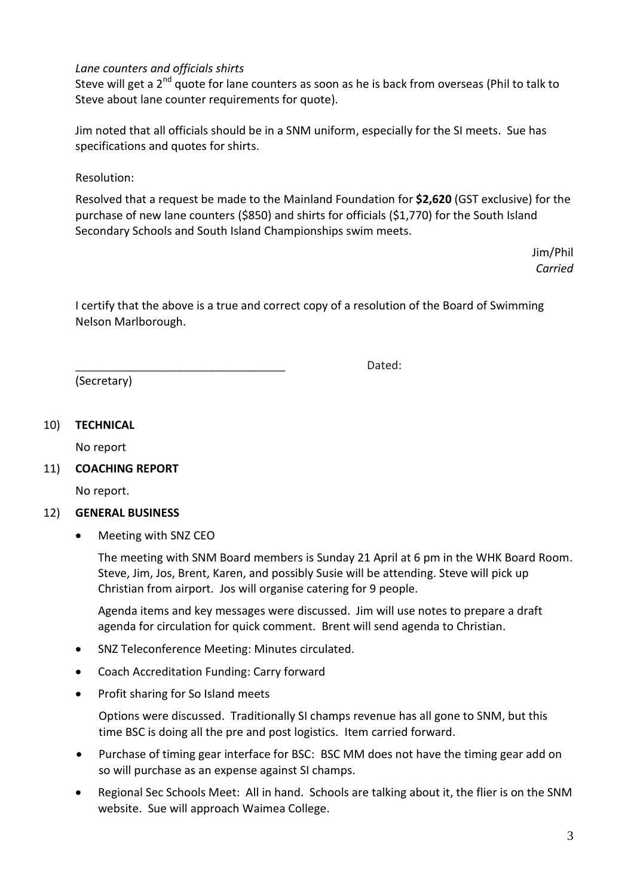*Lane counters and officials shirts*

Steve will get a 2nd quote for lane counters as soon as he is back from overseas (Phil to talk to Steve about lane counter requirements for quote).

Jim noted that all officials should be in a SNM uniform, especially for the SI meets. Sue has specifications and quotes for shirts.

Resolution:

Resolved that a request be made to the Mainland Foundation for **$2,620** (GST exclusive) for the purchase of new lane counters ($850) and shirts for officials ($1,770) for the South Island Secondary Schools and South Island Championships swim meets.

Jim/Phil
*Carried*

I certify that the above is a true and correct copy of a resolution of the Board of Swimming Nelson Marlborough.

__________________________________ Dated:

(Secretary)

10) **TECHNICAL**

No report

11) **COACHING REPORT**

No report.

12) **GENERAL BUSINESS**

- Meeting with SNZ CEO

  The meeting with SNM Board members is Sunday 21 April at 6 pm in the WHK Board Room. Steve, Jim, Jos, Brent, Karen, and possibly Susie will be attending. Steve will pick up Christian from airport. Jos will organise catering for 9 people.

  Agenda items and key messages were discussed. Jim will use notes to prepare a draft agenda for circulation for quick comment. Brent will send agenda to Christian.

- SNZ Teleconference Meeting: Minutes circulated.
- Coach Accreditation Funding: Carry forward
- Profit sharing for So Island meets

  Options were discussed. Traditionally SI champs revenue has all gone to SNM, but this time BSC is doing all the pre and post logistics. Item carried forward.

- Purchase of timing gear interface for BSC: BSC MM does not have the timing gear add on so will purchase as an expense against SI champs.
- Regional Sec Schools Meet: All in hand. Schools are talking about it, the flier is on the SNM website. Sue will approach Waimea College.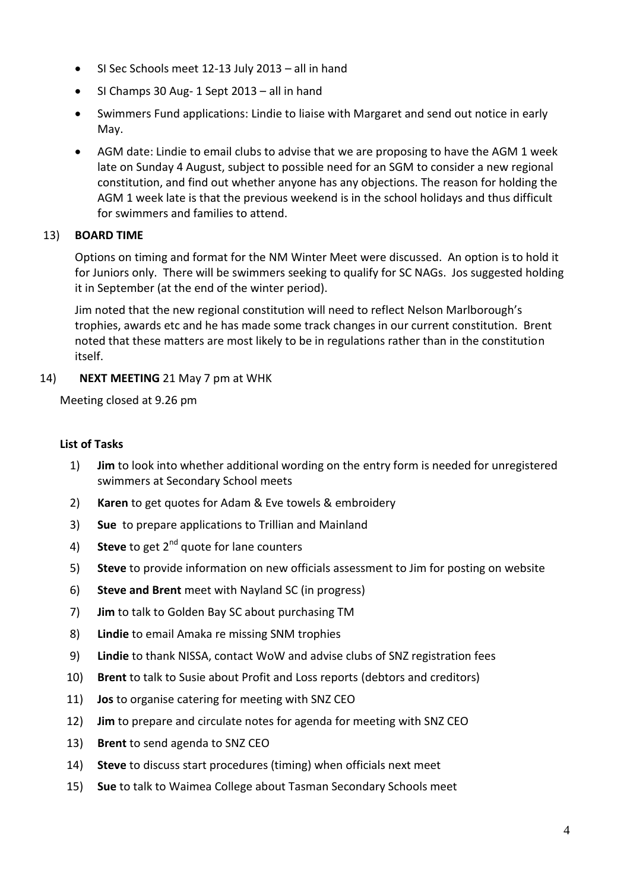- SI Sec Schools meet 12-13 July 2013 – all in hand
- SI Champs 30 Aug- 1 Sept 2013 – all in hand
- Swimmers Fund applications: Lindie to liaise with Margaret and send out notice in early May.
- AGM date: Lindie to email clubs to advise that we are proposing to have the AGM 1 week late on Sunday 4 August, subject to possible need for an SGM to consider a new regional constitution, and find out whether anyone has any objections. The reason for holding the AGM 1 week late is that the previous weekend is in the school holidays and thus difficult for swimmers and families to attend.

13) **BOARD TIME**

Options on timing and format for the NM Winter Meet were discussed. An option is to hold it for Juniors only. There will be swimmers seeking to qualify for SC NAGs. Jos suggested holding it in September (at the end of the winter period).

Jim noted that the new regional constitution will need to reflect Nelson Marlborough's trophies, awards etc and he has made some track changes in our current constitution. Brent noted that these matters are most likely to be in regulations rather than in the constitution itself.

14) **NEXT MEETING** 21 May 7 pm at WHK

Meeting closed at 9.26 pm

**List of Tasks**

1) **Jim** to look into whether additional wording on the entry form is needed for unregistered swimmers at Secondary School meets
2) **Karen** to get quotes for Adam & Eve towels & embroidery
3) **Sue** to prepare applications to Trillian and Mainland
4) **Steve** to get 2nd quote for lane counters
5) **Steve** to provide information on new officials assessment to Jim for posting on website
6) **Steve and Brent** meet with Nayland SC (in progress)
7) **Jim** to talk to Golden Bay SC about purchasing TM
8) **Lindie** to email Amaka re missing SNM trophies
9) **Lindie** to thank NISSA, contact WoW and advise clubs of SNZ registration fees
10) **Brent** to talk to Susie about Profit and Loss reports (debtors and creditors)
11) **Jos** to organise catering for meeting with SNZ CEO
12) **Jim** to prepare and circulate notes for agenda for meeting with SNZ CEO
13) **Brent** to send agenda to SNZ CEO
14) **Steve** to discuss start procedures (timing) when officials next meet
15) **Sue** to talk to Waimea College about Tasman Secondary Schools meet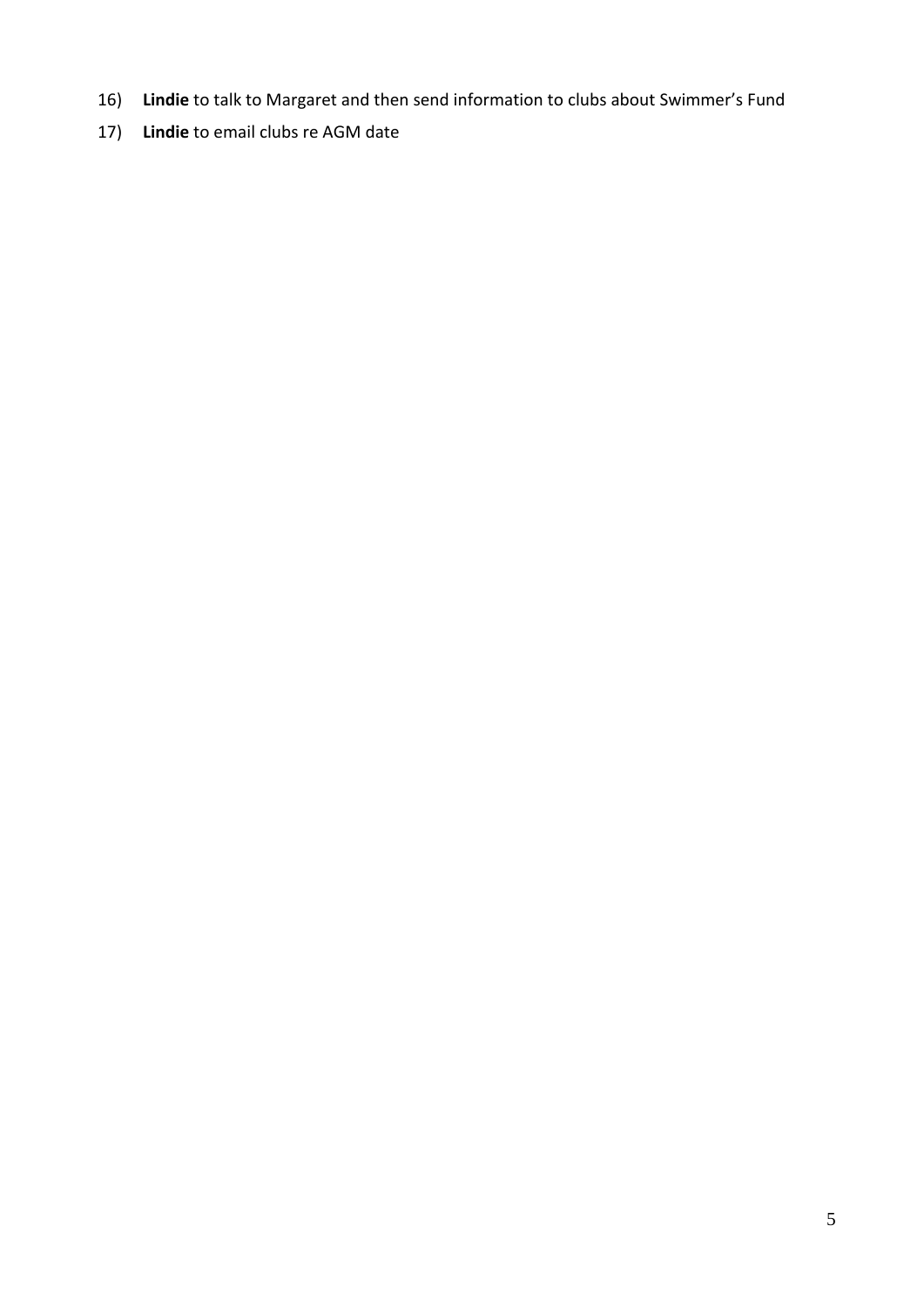16) **Lindie** to talk to Margaret and then send information to clubs about Swimmer's Fund

17) **Lindie** to email clubs re AGM date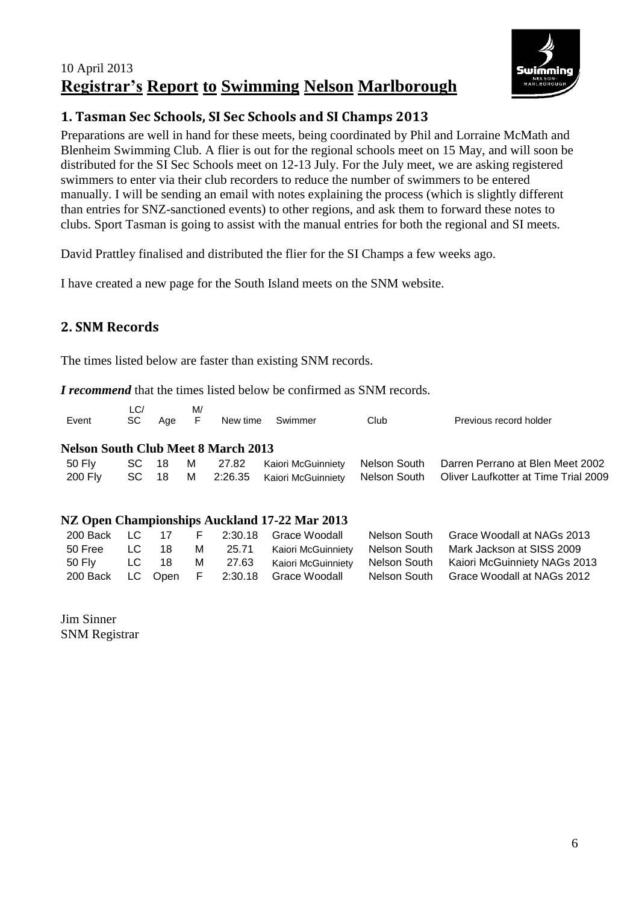10 April 2013

# Registrar's Report to Swimming Nelson Marlborough

## 1. Tasman Sec Schools, SI Sec Schools and SI Champs 2013

Preparations are well in hand for these meets, being coordinated by Phil and Lorraine McMath and Blenheim Swimming Club. A flier is out for the regional schools meet on 15 May, and will soon be distributed for the SI Sec Schools meet on 12-13 July. For the July meet, we are asking registered swimmers to enter via their club recorders to reduce the number of swimmers to be entered manually. I will be sending an email with notes explaining the process (which is slightly different than entries for SNZ-sanctioned events) to other regions, and ask them to forward these notes to clubs. Sport Tasman is going to assist with the manual entries for both the regional and SI meets.

David Prattley finalised and distributed the flier for the SI Champs a few weeks ago.

I have created a new page for the South Island meets on the SNM website.

## 2. SNM Records

The times listed below are faster than existing SNM records.

***I recommend*** that the times listed below be confirmed as SNM records.

| Event | LC/ SC | Age | M/ F | New time | Swimmer | Club | Previous record holder |
|---|---|---|---|---|---|---|---|
| **Nelson South Club Meet 8 March 2013** | | | | | | | |
| 50 Fly | SC | 18 | M | 27.82 | Kaiori McGuinniety | Nelson South | Darren Perrano at Blen Meet 2002 |
| 200 Fly | SC | 18 | M | 2:26.35 | Kaiori McGuinniety | Nelson South | Oliver Laufkotter at Time Trial 2009 |
| **NZ Open Championships Auckland 17-22 Mar 2013** | | | | | | | |
| 200 Back | LC | 17 | F | 2:30.18 | Grace Woodall | Nelson South | Grace Woodall at NAGs 2013 |
| 50 Free | LC | 18 | M | 25.71 | Kaiori McGuinniety | Nelson South | Mark Jackson at SISS 2009 |
| 50 Fly | LC | 18 | M | 27.63 | Kaiori McGuinniety | Nelson South | Kaiori McGuinniety NAGs 2013 |
| 200 Back | LC | Open | F | 2:30.18 | Grace Woodall | Nelson South | Grace Woodall at NAGs 2012 |

Jim Sinner
SNM Registrar